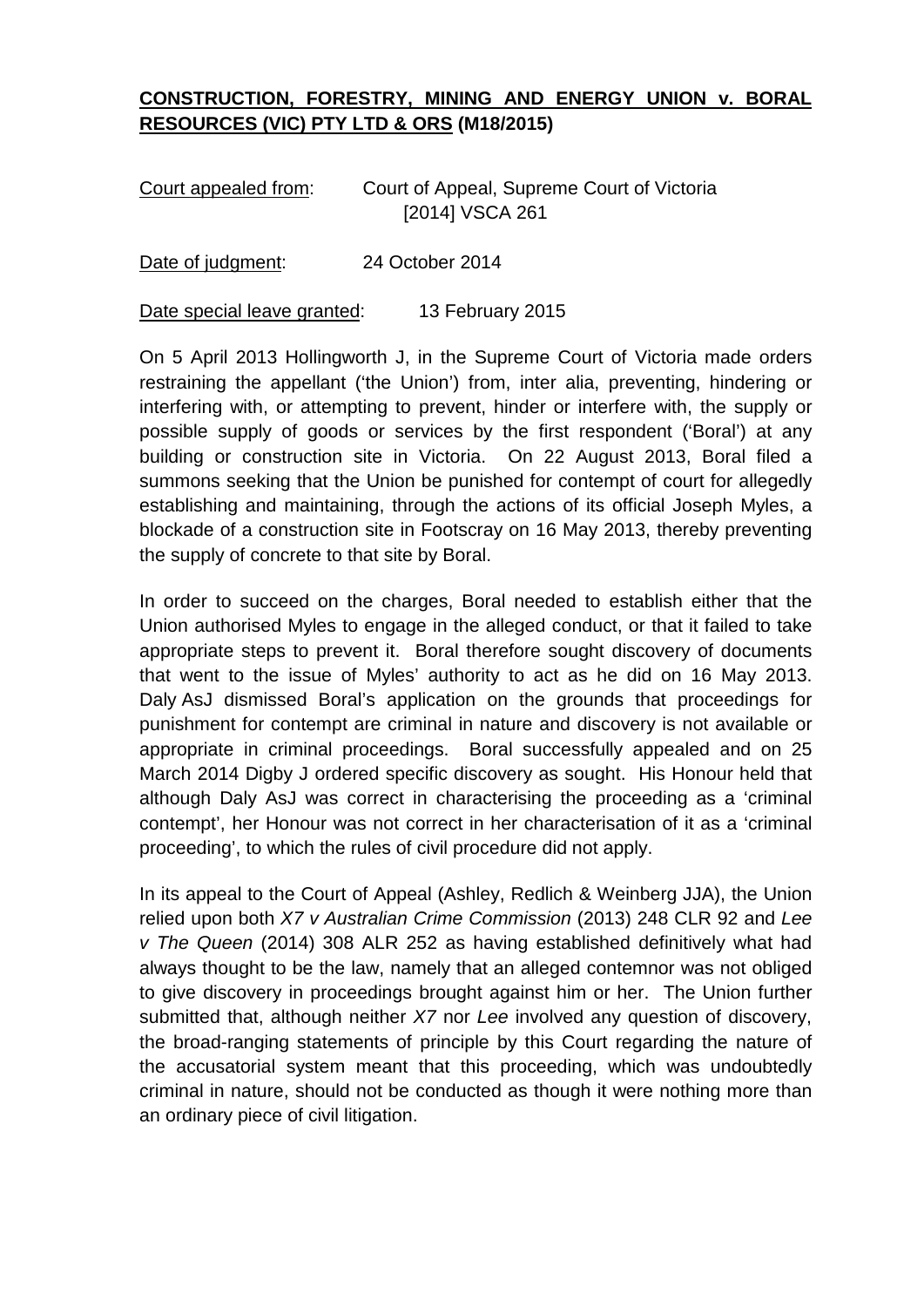**<u>CONSTRUCTION, FORESTRY, MINING AND ENERGY UNION v. BORAL RESOURCES (VIC) PTY LTD & ORS</u> (M18/2015)**

<u>Court appealed from</u>: Court of Appeal, Supreme Court of Victoria [2014] VSCA 261

<u>Date of judgment</u>: 24 October 2014

<u>Date special leave granted</u>: 13 February 2015

On 5 April 2013 Hollingworth J, in the Supreme Court of Victoria made orders restraining the appellant ('the Union') from, inter alia, preventing, hindering or interfering with, or attempting to prevent, hinder or interfere with, the supply or possible supply of goods or services by the first respondent ('Boral') at any building or construction site in Victoria. On 22 August 2013, Boral filed a summons seeking that the Union be punished for contempt of court for allegedly establishing and maintaining, through the actions of its official Joseph Myles, a blockade of a construction site in Footscray on 16 May 2013, thereby preventing the supply of concrete to that site by Boral.

In order to succeed on the charges, Boral needed to establish either that the Union authorised Myles to engage in the alleged conduct, or that it failed to take appropriate steps to prevent it. Boral therefore sought discovery of documents that went to the issue of Myles' authority to act as he did on 16 May 2013. Daly AsJ dismissed Boral's application on the grounds that proceedings for punishment for contempt are criminal in nature and discovery is not available or appropriate in criminal proceedings. Boral successfully appealed and on 25 March 2014 Digby J ordered specific discovery as sought. His Honour held that although Daly AsJ was correct in characterising the proceeding as a 'criminal contempt', her Honour was not correct in her characterisation of it as a 'criminal proceeding', to which the rules of civil procedure did not apply.

In its appeal to the Court of Appeal (Ashley, Redlich & Weinberg JJA), the Union relied upon both *X7 v Australian Crime Commission* (2013) 248 CLR 92 and *Lee v The Queen* (2014) 308 ALR 252 as having established definitively what had always thought to be the law, namely that an alleged contemnor was not obliged to give discovery in proceedings brought against him or her. The Union further submitted that, although neither *X7* nor *Lee* involved any question of discovery, the broad-ranging statements of principle by this Court regarding the nature of the accusatorial system meant that this proceeding, which was undoubtedly criminal in nature, should not be conducted as though it were nothing more than an ordinary piece of civil litigation.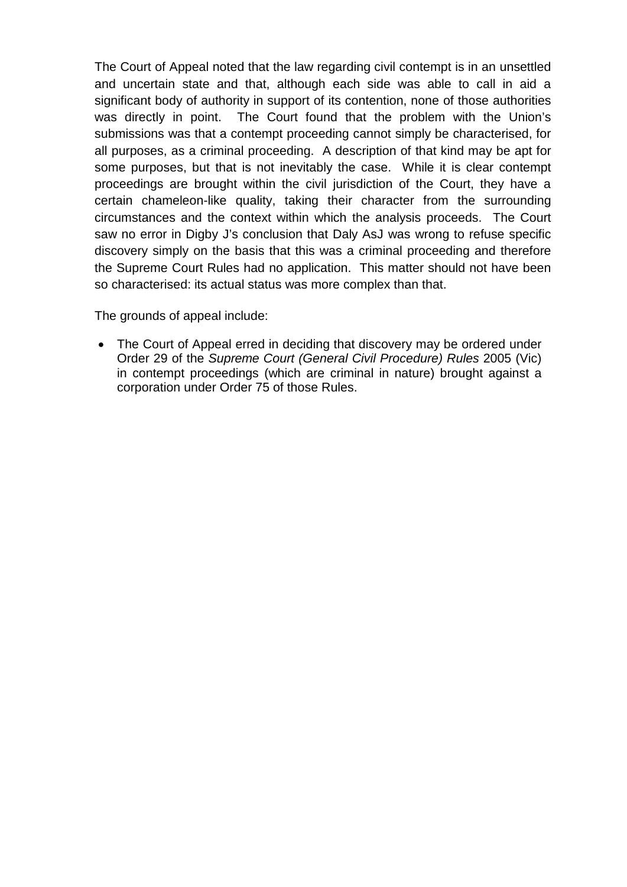The Court of Appeal noted that the law regarding civil contempt is in an unsettled and uncertain state and that, although each side was able to call in aid a significant body of authority in support of its contention, none of those authorities was directly in point. The Court found that the problem with the Union's submissions was that a contempt proceeding cannot simply be characterised, for all purposes, as a criminal proceeding. A description of that kind may be apt for some purposes, but that is not inevitably the case. While it is clear contempt proceedings are brought within the civil jurisdiction of the Court, they have a certain chameleon-like quality, taking their character from the surrounding circumstances and the context within which the analysis proceeds. The Court saw no error in Digby J's conclusion that Daly AsJ was wrong to refuse specific discovery simply on the basis that this was a criminal proceeding and therefore the Supreme Court Rules had no application. This matter should not have been so characterised: its actual status was more complex than that.

The grounds of appeal include:

- The Court of Appeal erred in deciding that discovery may be ordered under Order 29 of the *Supreme Court (General Civil Procedure) Rules* 2005 (Vic) in contempt proceedings (which are criminal in nature) brought against a corporation under Order 75 of those Rules.